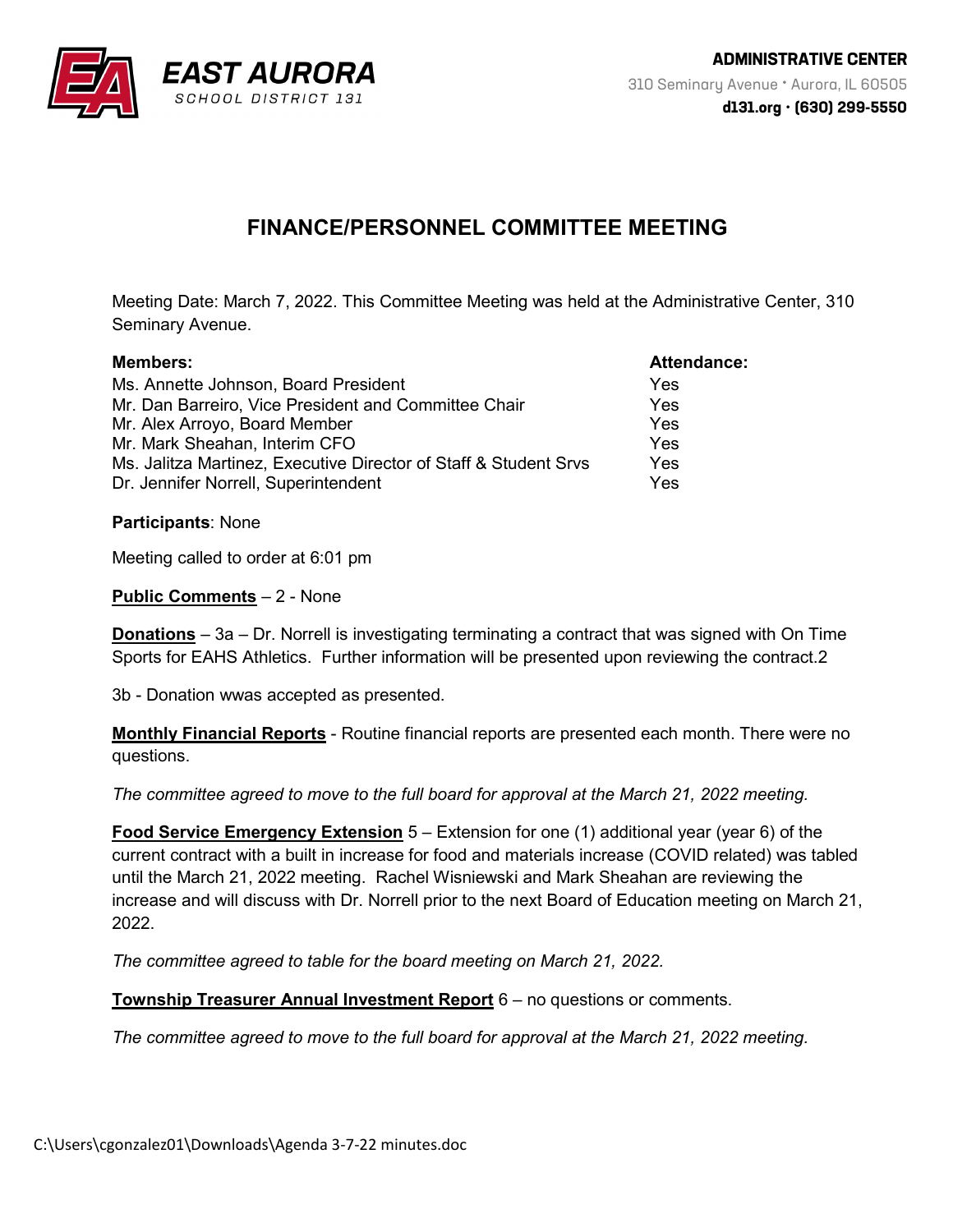**EAST AURORA**
SCHOOL DISTRICT 131

**ADMINISTRATIVE CENTER**
310 Seminary Avenue • Aurora, IL 60505
**d131.org • (630) 299-5550**

# FINANCE/PERSONNEL COMMITTEE MEETING

Meeting Date: March 7, 2022. This Committee Meeting was held at the Administrative Center, 310 Seminary Avenue.

| **Members:** | **Attendance:** |
|---|---|
| Ms. Annette Johnson, Board President | Yes |
| Mr. Dan Barreiro, Vice President and Committee Chair | Yes |
| Mr. Alex Arroyo, Board Member | Yes |
| Mr. Mark Sheahan, Interim CFO | Yes |
| Ms. Jalitza Martinez, Executive Director of Staff & Student Srvs | Yes |
| Dr. Jennifer Norrell, Superintendent | Yes |

**Participants**: None

Meeting called to order at 6:01 pm

**Public Comments** – 2 - None

**Donations** – 3a – Dr. Norrell is investigating terminating a contract that was signed with On Time Sports for EAHS Athletics. Further information will be presented upon reviewing the contract.2

3b - Donation wwas accepted as presented.

**Monthly Financial Reports** - Routine financial reports are presented each month. There were no questions.

*The committee agreed to move to the full board for approval at the March 21, 2022 meeting.*

**Food Service Emergency Extension** 5 – Extension for one (1) additional year (year 6) of the current contract with a built in increase for food and materials increase (COVID related) was tabled until the March 21, 2022 meeting. Rachel Wisniewski and Mark Sheahan are reviewing the increase and will discuss with Dr. Norrell prior to the next Board of Education meeting on March 21, 2022.

*The committee agreed to table for the board meeting on March 21, 2022.*

**Township Treasurer Annual Investment Report** 6 – no questions or comments.

*The committee agreed to move to the full board for approval at the March 21, 2022 meeting.*

C:\Users\cgonzalez01\Downloads\Agenda 3-7-22 minutes.doc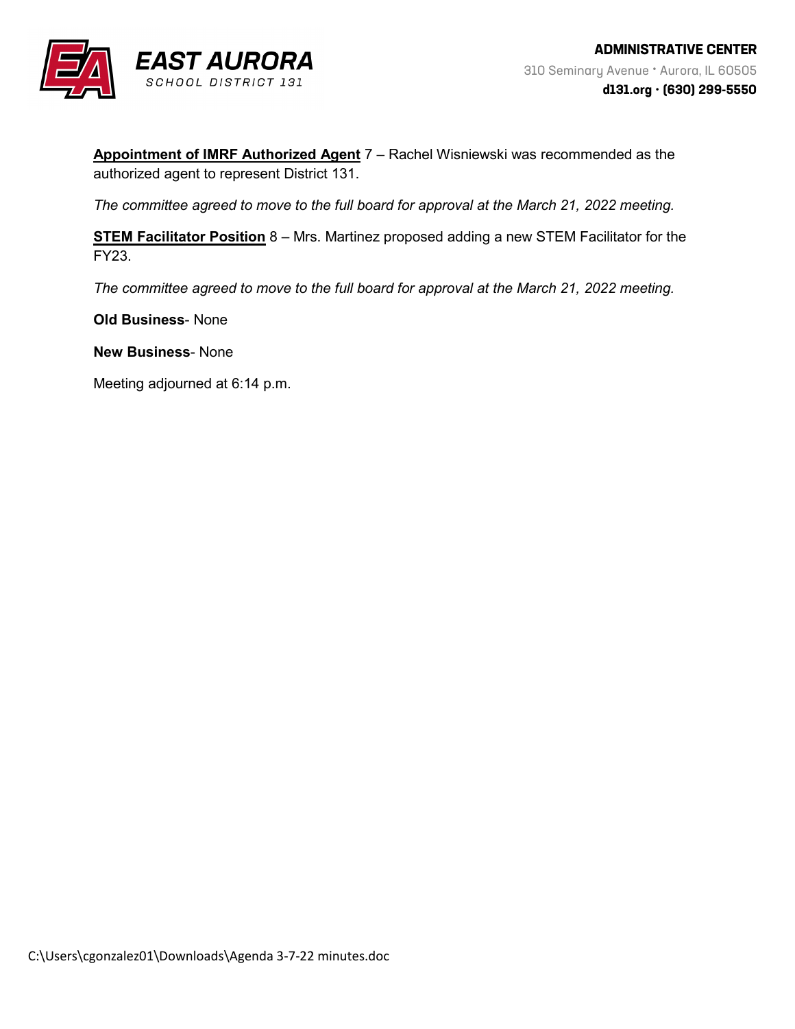**Appointment of IMRF Authorized Agent** 7 – Rachel Wisniewski was recommended as the authorized agent to represent District 131.

*The committee agreed to move to the full board for approval at the March 21, 2022 meeting.*

**STEM Facilitator Position** 8 – Mrs. Martinez proposed adding a new STEM Facilitator for the FY23.

*The committee agreed to move to the full board for approval at the March 21, 2022 meeting.*

**Old Business**- None

**New Business**- None

Meeting adjourned at 6:14 p.m.